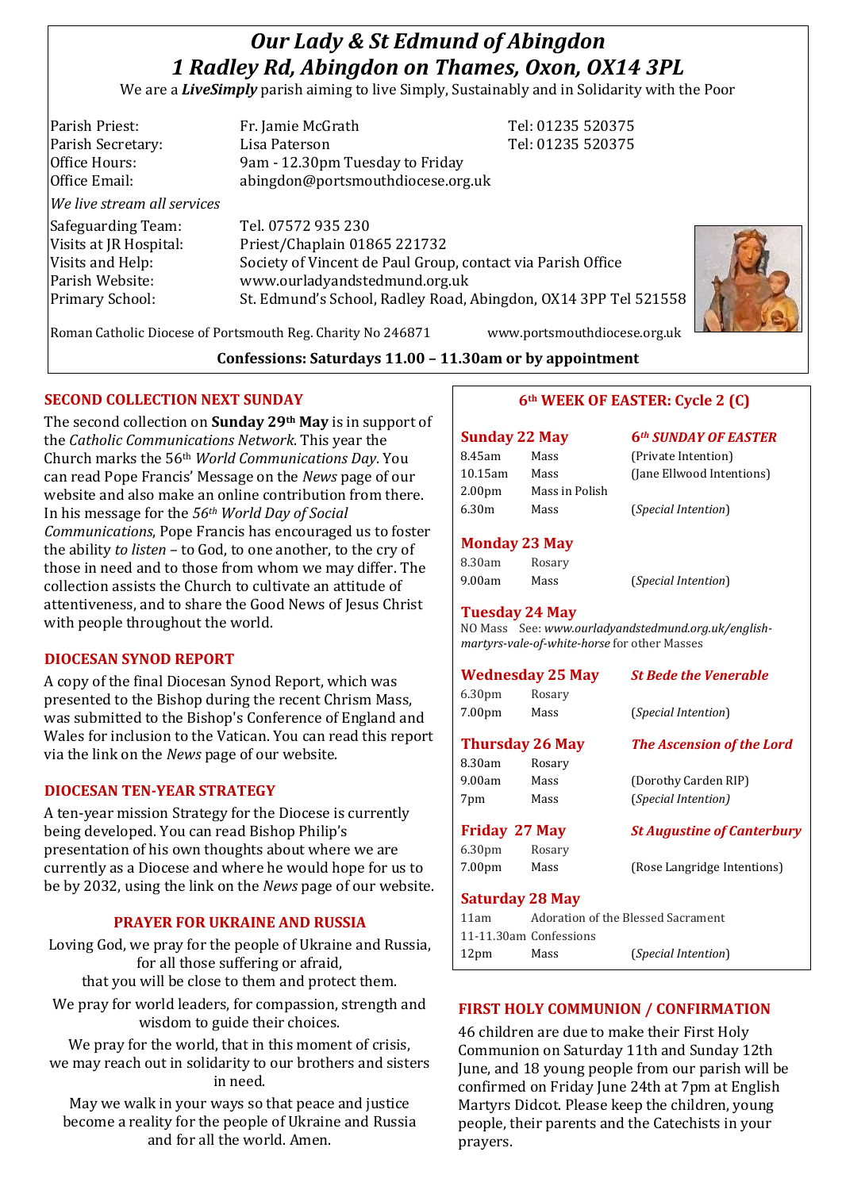# *Our Lady & St Edmund of Abingdon*
# *1 Radley Rd, Abingdon on Thames, Oxon, OX14 3PL*

We are a ***LiveSimply*** parish aiming to live Simply, Sustainably and in Solidarity with the Poor

| | | |
|---|---|---|
| Parish Priest: | Fr. Jamie McGrath | Tel: 01235 520375 |
| Parish Secretary: | Lisa Paterson | Tel: 01235 520375 |
| Office Hours: | 9am - 12.30pm Tuesday to Friday | |
| Office Email: | abingdon@portsmouthdiocese.org.uk | |

*We live stream all services*

| | |
|---|---|
| Safeguarding Team: | Tel. 07572 935 230 |
| Visits at JR Hospital: | Priest/Chaplain 01865 221732 |
| Visits and Help: | Society of Vincent de Paul Group, contact via Parish Office |
| Parish Website: | www.ourladyandstedmund.org.uk |
| Primary School: | St. Edmund's School, Radley Road, Abingdon, OX14 3PP Tel 521558 |

Roman Catholic Diocese of Portsmouth Reg. Charity No 246871 www.portsmouthdiocese.org.uk

**Confessions: Saturdays 11.00 – 11.30am or by appointment**

## SECOND COLLECTION NEXT SUNDAY

The second collection on **Sunday 29th May** is in support of the *Catholic Communications Network*. This year the Church marks the 56th *World Communications Day*. You can read Pope Francis' Message on the *News* page of our website and also make an online contribution from there. In his message for the *56th World Day of Social Communications*, Pope Francis has encouraged us to foster the ability *to listen* – to God, to one another, to the cry of those in need and to those from whom we may differ. The collection assists the Church to cultivate an attitude of attentiveness, and to share the Good News of Jesus Christ with people throughout the world.

## DIOCESAN SYNOD REPORT

A copy of the final Diocesan Synod Report, which was presented to the Bishop during the recent Chrism Mass, was submitted to the Bishop's Conference of England and Wales for inclusion to the Vatican. You can read this report via the link on the *News* page of our website.

## DIOCESAN TEN-YEAR STRATEGY

A ten-year mission Strategy for the Diocese is currently being developed. You can read Bishop Philip's presentation of his own thoughts about where we are currently as a Diocese and where he would hope for us to be by 2032, using the link on the *News* page of our website.

## PRAYER FOR UKRAINE AND RUSSIA

Loving God, we pray for the people of Ukraine and Russia, for all those suffering or afraid, that you will be close to them and protect them.

We pray for world leaders, for compassion, strength and wisdom to guide their choices.

We pray for the world, that in this moment of crisis, we may reach out in solidarity to our brothers and sisters in need.

May we walk in your ways so that peace and justice become a reality for the people of Ukraine and Russia and for all the world. Amen.

## 6th WEEK OF EASTER: Cycle 2 (C)

### Sunday 22 May — *6th SUNDAY OF EASTER*

| | | |
|---|---|---|
| 8.45am | Mass | (Private Intention) |
| 10.15am | Mass | (Jane Ellwood Intentions) |
| 2.00pm | Mass in Polish | |
| 6.30m | Mass | (*Special Intention*) |

### Monday 23 May

| | | |
|---|---|---|
| 8.30am | Rosary | |
| 9.00am | Mass | (*Special Intention*) |

### Tuesday 24 May

NO Mass See: *www.ourladyandstedmund.org.uk/english-martyrs-vale-of-white-horse* for other Masses

### Wednesday 25 May — *St Bede the Venerable*

| | | |
|---|---|---|
| 6.30pm | Rosary | |
| 7.00pm | Mass | (*Special Intention*) |

### Thursday 26 May — *The Ascension of the Lord*

| | | |
|---|---|---|
| 8.30am | Rosary | |
| 9.00am | Mass | (Dorothy Carden RIP) |
| 7pm | Mass | (*Special Intention)* |

### Friday 27 May — *St Augustine of Canterbury*

| | | |
|---|---|---|
| 6.30pm | Rosary | |
| 7.00pm | Mass | (Rose Langridge Intentions) |

### Saturday 28 May

| | | |
|---|---|---|
| 11am | Adoration of the Blessed Sacrament | |
| 11-11.30am | Confessions | |
| 12pm | Mass | (*Special Intention*) |

## FIRST HOLY COMMUNION / CONFIRMATION

46 children are due to make their First Holy Communion on Saturday 11th and Sunday 12th June, and 18 young people from our parish will be confirmed on Friday June 24th at 7pm at English Martyrs Didcot. Please keep the children, young people, their parents and the Catechists in your prayers.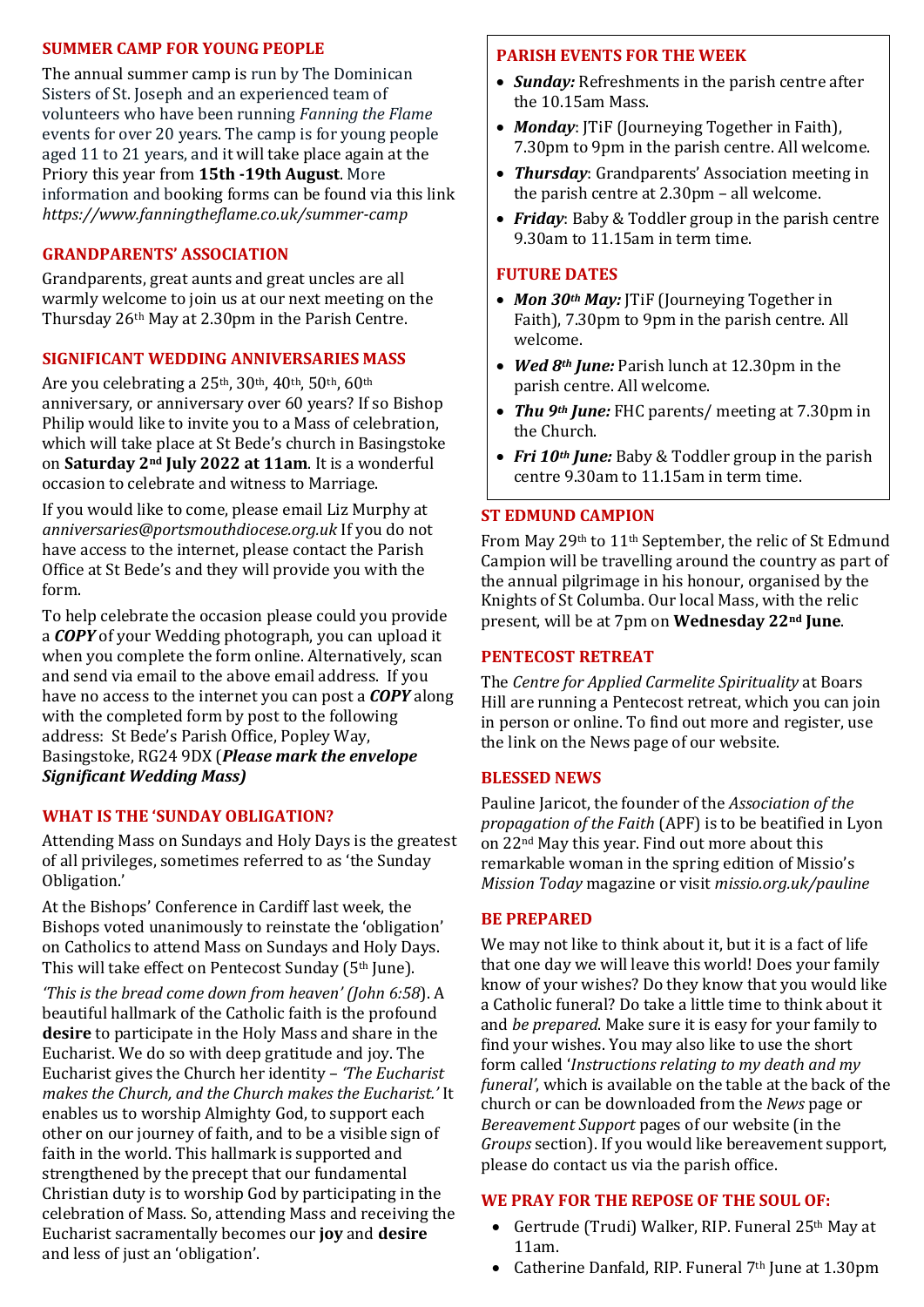## SUMMER CAMP FOR YOUNG PEOPLE

The annual summer camp is run by The Dominican Sisters of St. Joseph and an experienced team of volunteers who have been running *Fanning the Flame* events for over 20 years. The camp is for young people aged 11 to 21 years, and it will take place again at the Priory this year from **15th -19th August**. More information and booking forms can be found via this link *https://www.fanningtheflame.co.uk/summer-camp*

## GRANDPARENTS' ASSOCIATION

Grandparents, great aunts and great uncles are all warmly welcome to join us at our next meeting on the Thursday 26th May at 2.30pm in the Parish Centre.

## SIGNIFICANT WEDDING ANNIVERSARIES MASS

Are you celebrating a 25th, 30th, 40th, 50th, 60th anniversary, or anniversary over 60 years? If so Bishop Philip would like to invite you to a Mass of celebration, which will take place at St Bede's church in Basingstoke on **Saturday 2nd July 2022 at 11am**. It is a wonderful occasion to celebrate and witness to Marriage.

If you would like to come, please email Liz Murphy at *anniversaries@portsmouthdiocese.org.uk* If you do not have access to the internet, please contact the Parish Office at St Bede's and they will provide you with the form.

To help celebrate the occasion please could you provide a ***COPY*** of your Wedding photograph, you can upload it when you complete the form online. Alternatively, scan and send via email to the above email address. If you have no access to the internet you can post a ***COPY*** along with the completed form by post to the following address: St Bede's Parish Office, Popley Way, Basingstoke, RG24 9DX (***Please mark the envelope Significant Wedding Mass)***

## WHAT IS THE 'SUNDAY OBLIGATION?

Attending Mass on Sundays and Holy Days is the greatest of all privileges, sometimes referred to as 'the Sunday Obligation.'

At the Bishops' Conference in Cardiff last week, the Bishops voted unanimously to reinstate the 'obligation' on Catholics to attend Mass on Sundays and Holy Days. This will take effect on Pentecost Sunday (5th June).

*'This is the bread come down from heaven' (John 6:58*). A beautiful hallmark of the Catholic faith is the profound **desire** to participate in the Holy Mass and share in the Eucharist. We do so with deep gratitude and joy. The Eucharist gives the Church her identity – *'The Eucharist makes the Church, and the Church makes the Eucharist.'* It enables us to worship Almighty God, to support each other on our journey of faith, and to be a visible sign of faith in the world. This hallmark is supported and strengthened by the precept that our fundamental Christian duty is to worship God by participating in the celebration of Mass. So, attending Mass and receiving the Eucharist sacramentally becomes our **joy** and **desire** and less of just an 'obligation'.

## PARISH EVENTS FOR THE WEEK

- ***Sunday:*** Refreshments in the parish centre after the 10.15am Mass.
- ***Monday***: JTiF (Journeying Together in Faith), 7.30pm to 9pm in the parish centre. All welcome.
- ***Thursday***: Grandparents' Association meeting in the parish centre at 2.30pm – all welcome.
- ***Friday***: Baby & Toddler group in the parish centre 9.30am to 11.15am in term time.

## FUTURE DATES

- ***Mon 30th May:*** JTiF (Journeying Together in Faith), 7.30pm to 9pm in the parish centre. All welcome.
- ***Wed 8th June:*** Parish lunch at 12.30pm in the parish centre. All welcome.
- ***Thu 9th June:*** FHC parents/ meeting at 7.30pm in the Church.
- ***Fri 10th June:*** Baby & Toddler group in the parish centre 9.30am to 11.15am in term time.

## ST EDMUND CAMPION

From May 29th to 11th September, the relic of St Edmund Campion will be travelling around the country as part of the annual pilgrimage in his honour, organised by the Knights of St Columba. Our local Mass, with the relic present, will be at 7pm on **Wednesday 22nd June**.

## PENTECOST RETREAT

The *Centre for Applied Carmelite Spirituality* at Boars Hill are running a Pentecost retreat, which you can join in person or online. To find out more and register, use the link on the News page of our website.

## BLESSED NEWS

Pauline Jaricot, the founder of the *Association of the propagation of the Faith* (APF) is to be beatified in Lyon on 22nd May this year. Find out more about this remarkable woman in the spring edition of Missio's *Mission Today* magazine or visit *missio.org.uk/pauline*

## BE PREPARED

We may not like to think about it, but it is a fact of life that one day we will leave this world! Does your family know of your wishes? Do they know that you would like a Catholic funeral? Do take a little time to think about it and *be prepared*. Make sure it is easy for your family to find your wishes. You may also like to use the short form called '*Instructions relating to my death and my funeral'*, which is available on the table at the back of the church or can be downloaded from the *News* page or *Bereavement Support* pages of our website (in the *Groups* section). If you would like bereavement support, please do contact us via the parish office.

## WE PRAY FOR THE REPOSE OF THE SOUL OF:

- Gertrude (Trudi) Walker, RIP. Funeral 25th May at 11am.
- Catherine Danfald, RIP. Funeral 7th June at 1.30pm